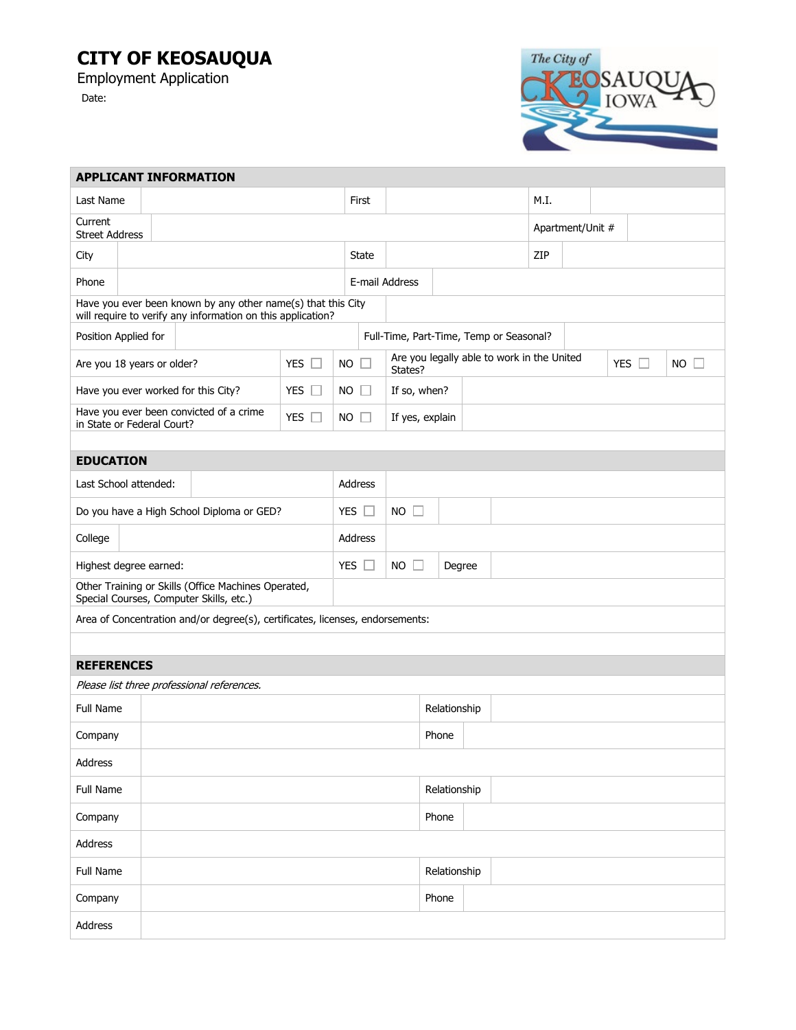# CITY OF KEOSAUQUA

Employment Application

Date:

## APPLICANT INFORMATION

| | | | | | |
|---|---|---|---|---|---|
| Last Name | | First | | M.I. | |
| Current Street Address | | | | Apartment/Unit # | |
| City | | State | | ZIP | |
| Phone | | E-mail Address | | | |
| Have you ever been known by any other name(s) that this City will require to verify any information on this application? | | | | | |
| Position Applied for | | Full-Time, Part-Time, Temp or Seasonal? | | | |

| | | | | | |
|---|---|---|---|---|---|
| Are you 18 years or older? | YES ☐ | NO ☐ | Are you legally able to work in the United States? | YES ☐ | NO ☐ |
| Have you ever worked for this City? | YES ☐ | NO ☐ | If so, when? | | |
| Have you ever been convicted of a crime in State or Federal Court? | YES ☐ | NO ☐ | If yes, explain | | |

## EDUCATION

| | | | | |
|---|---|---|---|---|
| Last School attended: | | Address | | |
| Do you have a High School Diploma or GED? | YES ☐ | NO ☐ | | |
| College | | Address | | |
| Highest degree earned: | YES ☐ | NO ☐ | Degree | |
| Other Training or Skills (Office Machines Operated, Special Courses, Computer Skills, etc.) | | | | |
| Area of Concentration and/or degree(s), certificates, licenses, endorsements: | | | | |

## REFERENCES

*Please list three professional references.*

| | | | |
|---|---|---|---|
| Full Name | | Relationship | |
| Company | | Phone | |
| Address | | | |
| Full Name | | Relationship | |
| Company | | Phone | |
| Address | | | |
| Full Name | | Relationship | |
| Company | | Phone | |
| Address | | | |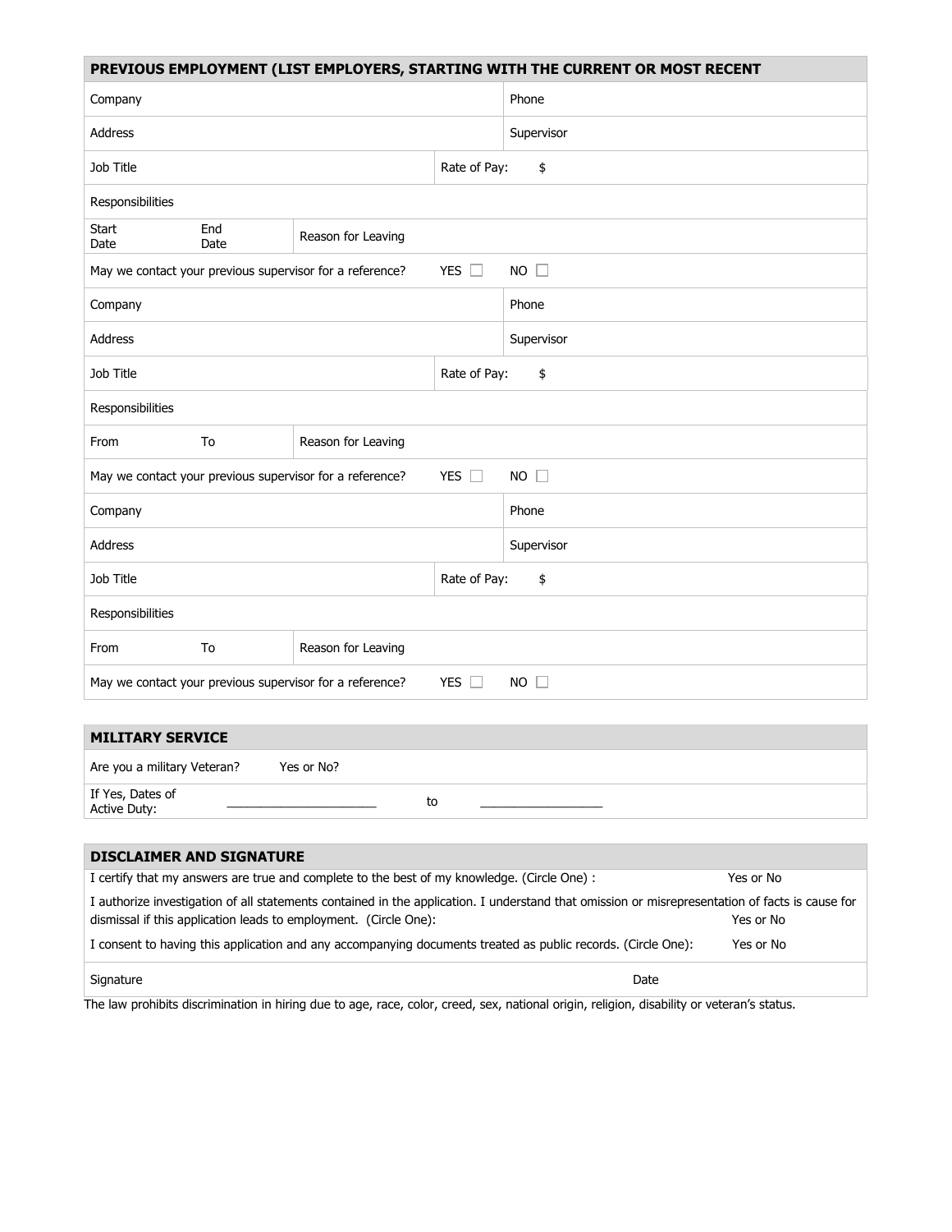## PREVIOUS EMPLOYMENT (LIST EMPLOYERS, STARTING WITH THE CURRENT OR MOST RECENT

| | | | |
|---|---|---|---|
| Company | | | Phone |
| Address | | | Supervisor |
| Job Title | | Rate of Pay: $ | |
| Responsibilities | | | |
| Start Date | End Date | Reason for Leaving | |
| May we contact your previous supervisor for a reference? | | YES ☐ | NO ☐ |
| Company | | | Phone |
| Address | | | Supervisor |
| Job Title | | Rate of Pay: $ | |
| Responsibilities | | | |
| From | To | Reason for Leaving | |
| May we contact your previous supervisor for a reference? | | YES ☐ | NO ☐ |
| Company | | | Phone |
| Address | | | Supervisor |
| Job Title | | Rate of Pay: $ | |
| Responsibilities | | | |
| From | To | Reason for Leaving | |
| May we contact your previous supervisor for a reference? | | YES ☐ | NO ☐ |

## MILITARY SERVICE

| | | | |
|---|---|---|---|
| Are you a military Veteran? | Yes or No? | | |
| If Yes, Dates of Active Duty: | ____________________ | to | ________________ |

## DISCLAIMER AND SIGNATURE

I certify that my answers are true and complete to the best of my knowledge. (Circle One) : Yes or No

I authorize investigation of all statements contained in the application. I understand that omission or misrepresentation of facts is cause for dismissal if this application leads to employment. (Circle One): Yes or No

I consent to having this application and any accompanying documents treated as public records. (Circle One): Yes or No

| | |
|---|---|
| Signature | Date |

The law prohibits discrimination in hiring due to age, race, color, creed, sex, national origin, religion, disability or veteran's status.